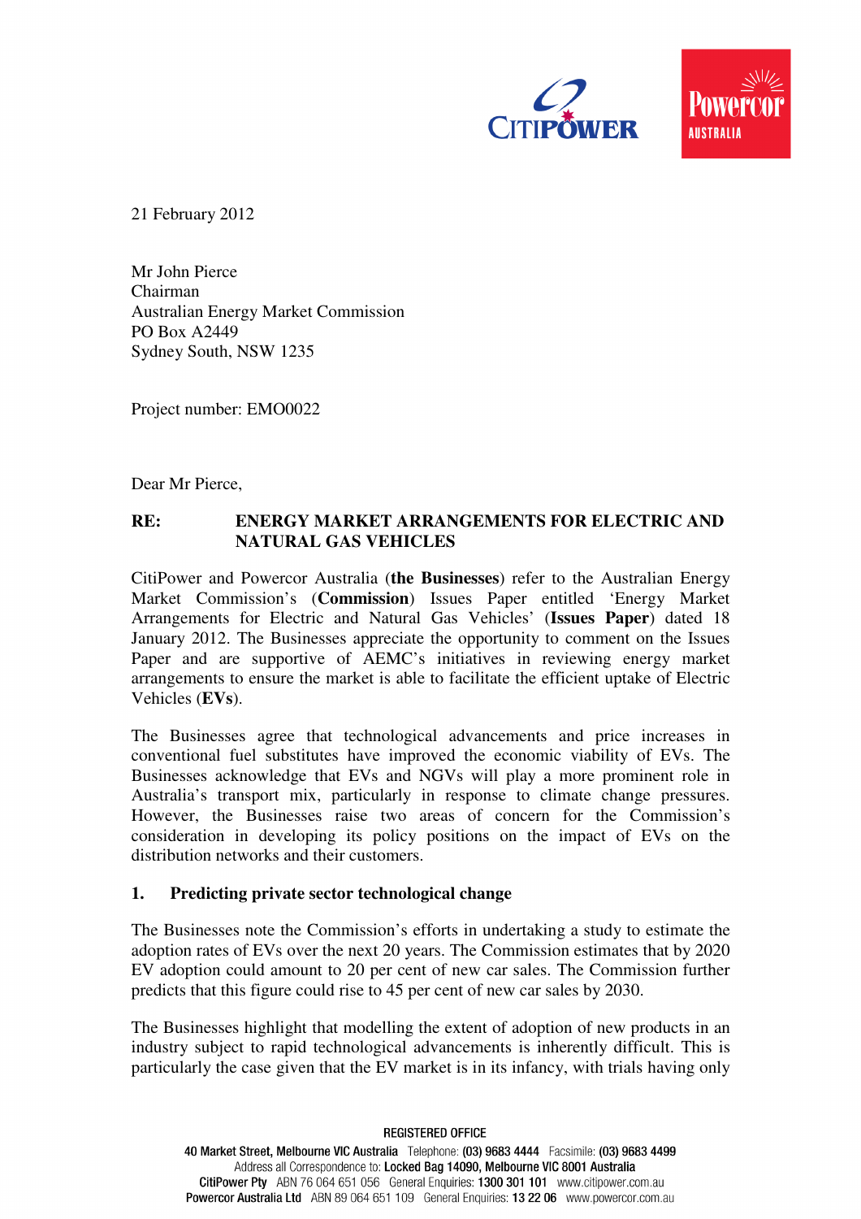21 February 2012

Mr John Pierce
Chairman
Australian Energy Market Commission
PO Box A2449
Sydney South, NSW 1235

Project number: EMO0022

Dear Mr Pierce,

**RE: ENERGY MARKET ARRANGEMENTS FOR ELECTRIC AND NATURAL GAS VEHICLES**

CitiPower and Powercor Australia (**the Businesses**) refer to the Australian Energy Market Commission's (**Commission**) Issues Paper entitled 'Energy Market Arrangements for Electric and Natural Gas Vehicles' (**Issues Paper**) dated 18 January 2012. The Businesses appreciate the opportunity to comment on the Issues Paper and are supportive of AEMC's initiatives in reviewing energy market arrangements to ensure the market is able to facilitate the efficient uptake of Electric Vehicles (**EVs**).

The Businesses agree that technological advancements and price increases in conventional fuel substitutes have improved the economic viability of EVs. The Businesses acknowledge that EVs and NGVs will play a more prominent role in Australia's transport mix, particularly in response to climate change pressures. However, the Businesses raise two areas of concern for the Commission's consideration in developing its policy positions on the impact of EVs on the distribution networks and their customers.

**1. Predicting private sector technological change**

The Businesses note the Commission's efforts in undertaking a study to estimate the adoption rates of EVs over the next 20 years. The Commission estimates that by 2020 EV adoption could amount to 20 per cent of new car sales. The Commission further predicts that this figure could rise to 45 per cent of new car sales by 2030.

The Businesses highlight that modelling the extent of adoption of new products in an industry subject to rapid technological advancements is inherently difficult. This is particularly the case given that the EV market is in its infancy, with trials having only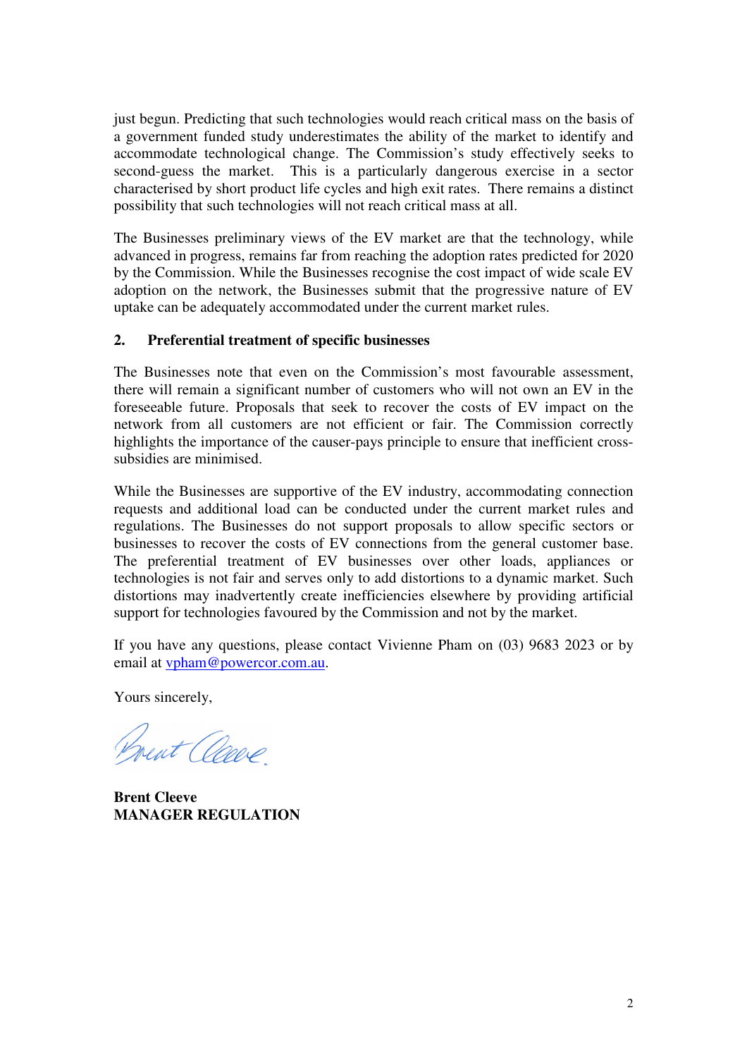just begun. Predicting that such technologies would reach critical mass on the basis of a government funded study underestimates the ability of the market to identify and accommodate technological change. The Commission's study effectively seeks to second-guess the market. This is a particularly dangerous exercise in a sector characterised by short product life cycles and high exit rates. There remains a distinct possibility that such technologies will not reach critical mass at all.

The Businesses preliminary views of the EV market are that the technology, while advanced in progress, remains far from reaching the adoption rates predicted for 2020 by the Commission. While the Businesses recognise the cost impact of wide scale EV adoption on the network, the Businesses submit that the progressive nature of EV uptake can be adequately accommodated under the current market rules.

## 2. Preferential treatment of specific businesses

The Businesses note that even on the Commission's most favourable assessment, there will remain a significant number of customers who will not own an EV in the foreseeable future. Proposals that seek to recover the costs of EV impact on the network from all customers are not efficient or fair. The Commission correctly highlights the importance of the causer-pays principle to ensure that inefficient cross-subsidies are minimised.

While the Businesses are supportive of the EV industry, accommodating connection requests and additional load can be conducted under the current market rules and regulations. The Businesses do not support proposals to allow specific sectors or businesses to recover the costs of EV connections from the general customer base. The preferential treatment of EV businesses over other loads, appliances or technologies is not fair and serves only to add distortions to a dynamic market. Such distortions may inadvertently create inefficiencies elsewhere by providing artificial support for technologies favoured by the Commission and not by the market.

If you have any questions, please contact Vivienne Pham on (03) 9683 2023 or by email at vpham@powercor.com.au.

Yours sincerely,

**Brent Cleeve**
**MANAGER REGULATION**